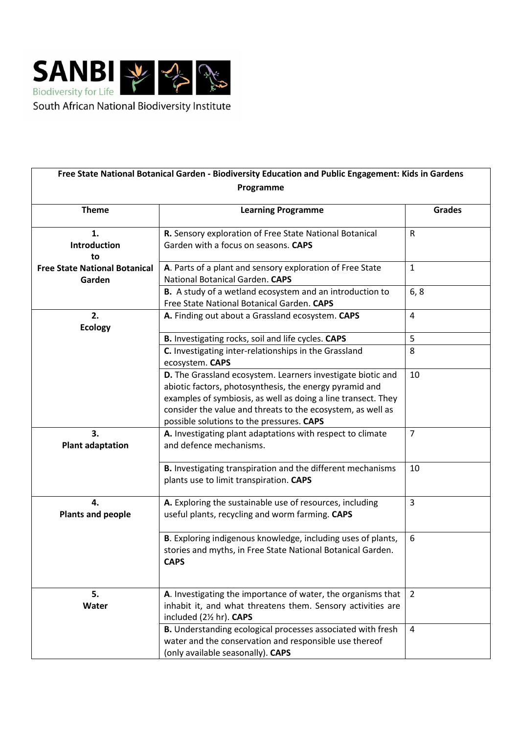SANBI

Biodiversity for Life

South African National Biodiversity Institute

| Free State National Botanical Garden - Biodiversity Education and Public Engagement: Kids in Gardens Programme | | |
|---|---|---|
| **Theme** | **Learning Programme** | **Grades** |
| **1. Introduction to Free State National Botanical Garden** | **R.** Sensory exploration of Free State National Botanical Garden with a focus on seasons. **CAPS** | R |
| | **A**. Parts of a plant and sensory exploration of Free State National Botanical Garden. **CAPS** | 1 |
| | **B.** A study of a wetland ecosystem and an introduction to Free State National Botanical Garden. **CAPS** | 6, 8 |
| **2. Ecology** | **A.** Finding out about a Grassland ecosystem. **CAPS** | 4 |
| | **B.** Investigating rocks, soil and life cycles. **CAPS** | 5 |
| | **C.** Investigating inter-relationships in the Grassland ecosystem. **CAPS** | 8 |
| | **D.** The Grassland ecosystem. Learners investigate biotic and abiotic factors, photosynthesis, the energy pyramid and examples of symbiosis, as well as doing a line transect. They consider the value and threats to the ecosystem, as well as possible solutions to the pressures. **CAPS** | 10 |
| **3. Plant adaptation** | **A.** Investigating plant adaptations with respect to climate and defence mechanisms. | 7 |
| | **B.** Investigating transpiration and the different mechanisms plants use to limit transpiration. **CAPS** | 10 |
| **4. Plants and people** | **A.** Exploring the sustainable use of resources, including useful plants, recycling and worm farming. **CAPS** | 3 |
| | **B**. Exploring indigenous knowledge, including uses of plants, stories and myths, in Free State National Botanical Garden. **CAPS** | 6 |
| **5. Water** | **A**. Investigating the importance of water, the organisms that inhabit it, and what threatens them. Sensory activities are included (2½ hr). **CAPS** | 2 |
| | **B.** Understanding ecological processes associated with fresh water and the conservation and responsible use thereof (only available seasonally). **CAPS** | 4 |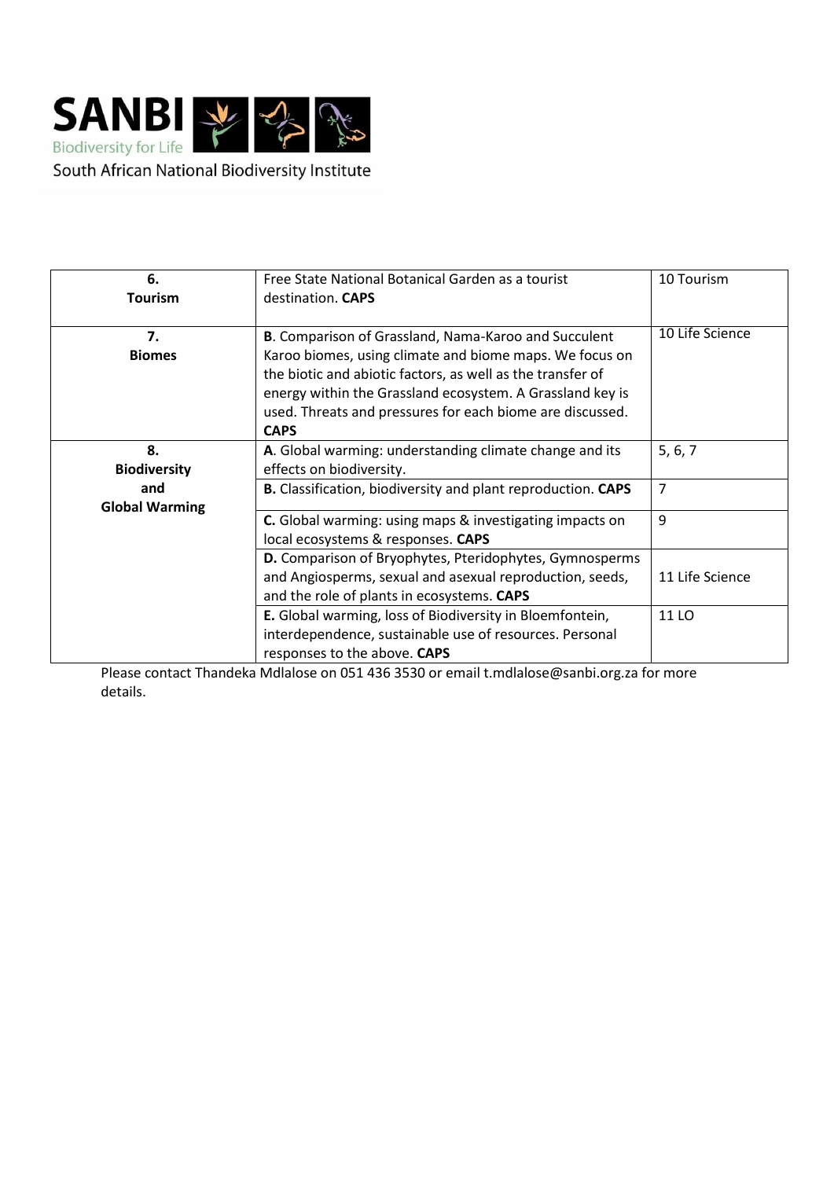| | | |
|---|---|---|
| **6. Tourism** | Free State National Botanical Garden as a tourist destination. **CAPS** | 10 Tourism |
| **7. Biomes** | **B**. Comparison of Grassland, Nama-Karoo and Succulent Karoo biomes, using climate and biome maps. We focus on the biotic and abiotic factors, as well as the transfer of energy within the Grassland ecosystem. A Grassland key is used. Threats and pressures for each biome are discussed. **CAPS** | 10 Life Science |
| **8. Biodiversity and Global Warming** | **A**. Global warming: understanding climate change and its effects on biodiversity. | 5, 6, 7 |
| | **B.** Classification, biodiversity and plant reproduction. **CAPS** | 7 |
| | **C.** Global warming: using maps & investigating impacts on local ecosystems & responses. **CAPS** | 9 |
| | **D.** Comparison of Bryophytes, Pteridophytes, Gymnosperms and Angiosperms, sexual and asexual reproduction, seeds, and the role of plants in ecosystems. **CAPS** | 11 Life Science |
| | **E.** Global warming, loss of Biodiversity in Bloemfontein, interdependence, sustainable use of resources. Personal responses to the above. **CAPS** | 11 LO |

Please contact Thandeka Mdlalose on 051 436 3530 or email t.mdlalose@sanbi.org.za for more details.